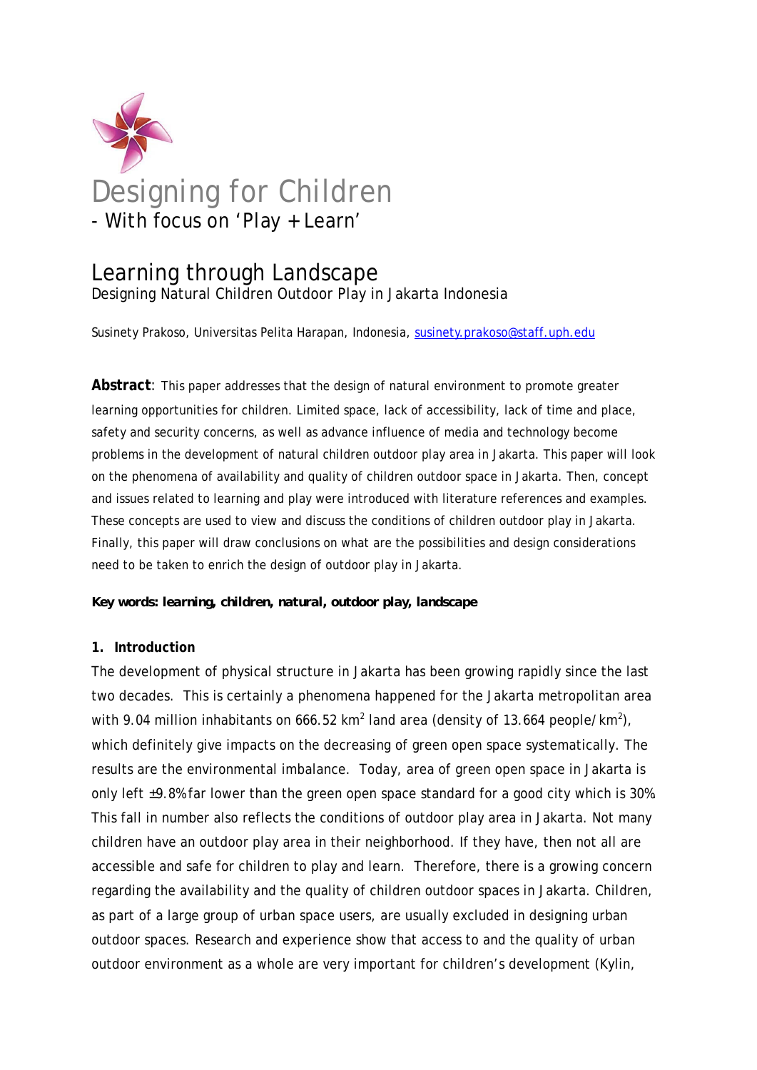# Designing for Children

- With focus on 'Play + Learn'

## Learning through Landscape

Designing Natural Children Outdoor Play in Jakarta Indonesia

Susinety Prakoso, Universitas Pelita Harapan, Indonesia, susinety.prakoso@staff.uph.edu

**Abstract**: This paper addresses that the design of natural environment to promote greater learning opportunities for children. Limited space, lack of accessibility, lack of time and place, safety and security concerns, as well as advance influence of media and technology become problems in the development of natural children outdoor play area in Jakarta. This paper will look on the phenomena of availability and quality of children outdoor space in Jakarta. Then, concept and issues related to learning and play were introduced with literature references and examples. These concepts are used to view and discuss the conditions of children outdoor play in Jakarta. Finally, this paper will draw conclusions on what are the possibilities and design considerations need to be taken to enrich the design of outdoor play in Jakarta.

**Key words: learning, children, natural, outdoor play, landscape**

### 1. Introduction

The development of physical structure in Jakarta has been growing rapidly since the last two decades. This is certainly a phenomena happened for the Jakarta metropolitan area with 9.04 million inhabitants on 666.52 km$^2$ land area (density of 13.664 people/km$^2$), which definitely give impacts on the decreasing of green open space systematically. The results are the environmental imbalance. Today, area of green open space in Jakarta is only left ±9.8% far lower than the green open space standard for a good city which is 30%. This fall in number also reflects the conditions of outdoor play area in Jakarta. Not many children have an outdoor play area in their neighborhood. If they have, then not all are accessible and safe for children to play and learn. Therefore, there is a growing concern regarding the availability and the quality of children outdoor spaces in Jakarta. Children, as part of a large group of urban space users, are usually excluded in designing urban outdoor spaces. Research and experience show that access to and the quality of urban outdoor environment as a whole are very important for children's development (Kylin,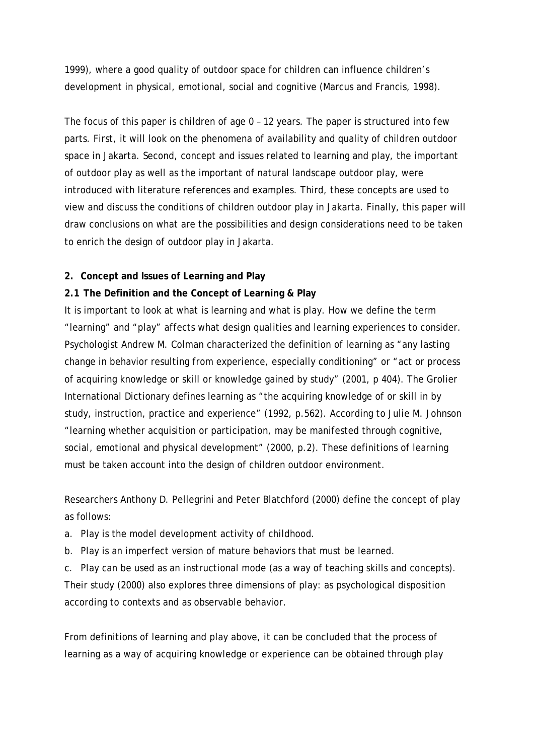1999), where a good quality of outdoor space for children can influence children's development in physical, emotional, social and cognitive (Marcus and Francis, 1998).

The focus of this paper is children of age 0 – 12 years. The paper is structured into few parts. First, it will look on the phenomena of availability and quality of children outdoor space in Jakarta. Second, concept and issues related to learning and play, the important of outdoor play as well as the important of natural landscape outdoor play, were introduced with literature references and examples. Third, these concepts are used to view and discuss the conditions of children outdoor play in Jakarta. Finally, this paper will draw conclusions on what are the possibilities and design considerations need to be taken to enrich the design of outdoor play in Jakarta.

## 2. Concept and Issues of Learning and Play

### 2.1 The Definition and the Concept of Learning & Play

It is important to look at what is learning and what is play. How we define the term "learning" and "play" affects what design qualities and learning experiences to consider. Psychologist Andrew M. Colman characterized the definition of learning as "any lasting change in behavior resulting from experience, especially conditioning" or "act or process of acquiring knowledge or skill or knowledge gained by study" (2001, p 404). The Grolier International Dictionary defines learning as "the acquiring knowledge of or skill in by study, instruction, practice and experience" (1992, p.562). According to Julie M. Johnson "learning whether acquisition or participation, may be manifested through cognitive, social, emotional and physical development" (2000, p.2). These definitions of learning must be taken account into the design of children outdoor environment.

Researchers Anthony D. Pellegrini and Peter Blatchford (2000) define the concept of play as follows:

a. Play is the model development activity of childhood.
b. Play is an imperfect version of mature behaviors that must be learned.
c. Play can be used as an instructional mode (as a way of teaching skills and concepts).

Their study (2000) also explores three dimensions of play: as psychological disposition according to contexts and as observable behavior.

From definitions of learning and play above, it can be concluded that the process of learning as a way of acquiring knowledge or experience can be obtained through play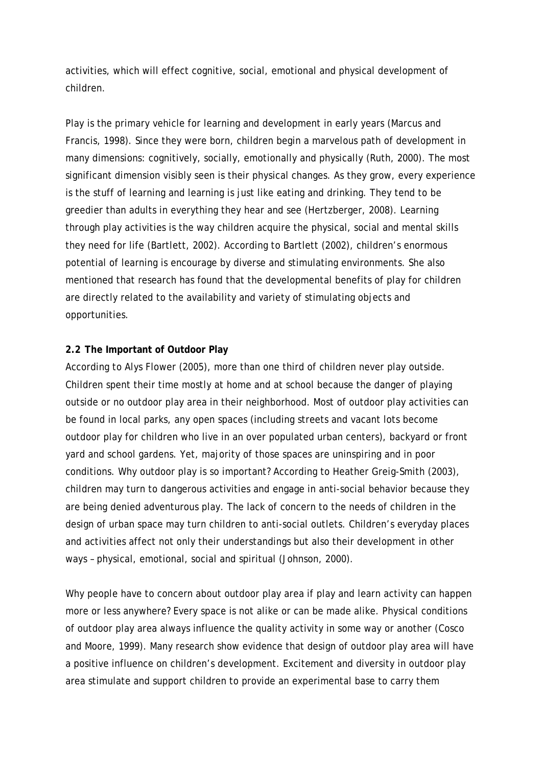activities, which will effect cognitive, social, emotional and physical development of children.

Play is the primary vehicle for learning and development in early years (Marcus and Francis, 1998). Since they were born, children begin a marvelous path of development in many dimensions: cognitively, socially, emotionally and physically (Ruth, 2000). The most significant dimension visibly seen is their physical changes. As they grow, every experience is the stuff of learning and learning is just like eating and drinking. They tend to be greedier than adults in everything they hear and see (Hertzberger, 2008). Learning through play activities is the way children acquire the physical, social and mental skills they need for life (Bartlett, 2002). According to Bartlett (2002), children's enormous potential of learning is encourage by diverse and stimulating environments. She also mentioned that research has found that the developmental benefits of play for children are directly related to the availability and variety of stimulating objects and opportunities.

### 2.2 The Important of Outdoor Play

According to Alys Flower (2005), more than one third of children never play outside. Children spent their time mostly at home and at school because the danger of playing outside or no outdoor play area in their neighborhood. Most of outdoor play activities can be found in local parks, any open spaces (including streets and vacant lots become outdoor play for children who live in an over populated urban centers), backyard or front yard and school gardens. Yet, majority of those spaces are uninspiring and in poor conditions. Why outdoor play is so important? According to Heather Greig-Smith (2003), children may turn to dangerous activities and engage in anti-social behavior because they are being denied adventurous play. The lack of concern to the needs of children in the design of urban space may turn children to anti-social outlets. Children's everyday places and activities affect not only their understandings but also their development in other ways – physical, emotional, social and spiritual (Johnson, 2000).

Why people have to concern about outdoor play area if play and learn activity can happen more or less anywhere? Every space is not alike or can be made alike. Physical conditions of outdoor play area always influence the quality activity in some way or another (Cosco and Moore, 1999). Many research show evidence that design of outdoor play area will have a positive influence on children's development. Excitement and diversity in outdoor play area stimulate and support children to provide an experimental base to carry them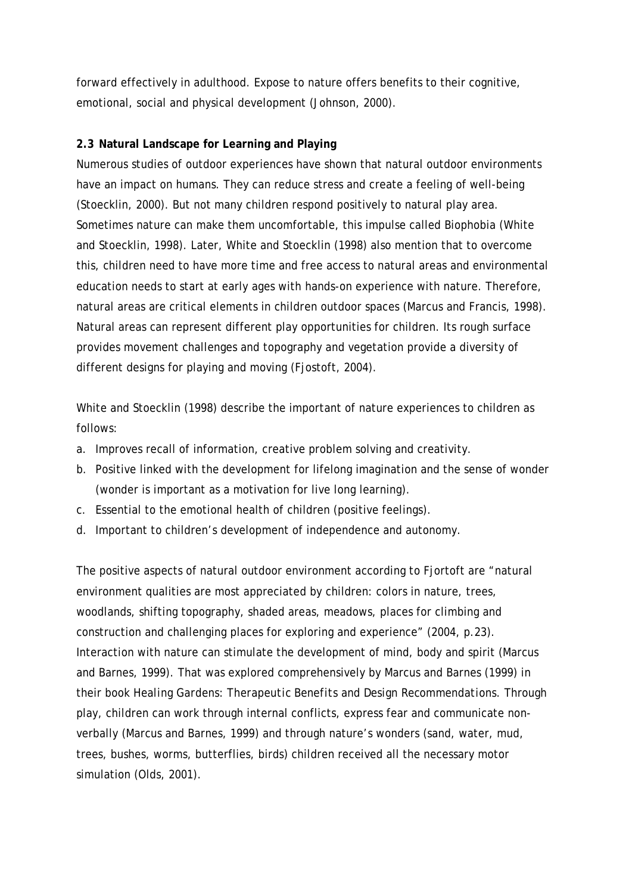forward effectively in adulthood. Expose to nature offers benefits to their cognitive, emotional, social and physical development (Johnson, 2000).

### 2.3 Natural Landscape for Learning and Playing

Numerous studies of outdoor experiences have shown that natural outdoor environments have an impact on humans. They can reduce stress and create a feeling of well-being (Stoecklin, 2000). But not many children respond positively to natural play area. Sometimes nature can make them uncomfortable, this impulse called Biophobia (White and Stoecklin, 1998). Later, White and Stoecklin (1998) also mention that to overcome this, children need to have more time and free access to natural areas and environmental education needs to start at early ages with hands-on experience with nature. Therefore, natural areas are critical elements in children outdoor spaces (Marcus and Francis, 1998). Natural areas can represent different play opportunities for children. Its rough surface provides movement challenges and topography and vegetation provide a diversity of different designs for playing and moving (Fjostoft, 2004).

White and Stoecklin (1998) describe the important of nature experiences to children as follows:

a. Improves recall of information, creative problem solving and creativity.
b. Positive linked with the development for lifelong imagination and the sense of wonder (wonder is important as a motivation for live long learning).
c. Essential to the emotional health of children (positive feelings).
d. Important to children's development of independence and autonomy.

The positive aspects of natural outdoor environment according to Fjortoft are "natural environment qualities are most appreciated by children: colors in nature, trees, woodlands, shifting topography, shaded areas, meadows, places for climbing and construction and challenging places for exploring and experience" (2004, p.23). Interaction with nature can stimulate the development of mind, body and spirit (Marcus and Barnes, 1999). That was explored comprehensively by Marcus and Barnes (1999) in their book *Healing Gardens: Therapeutic Benefits and Design Recommendations*. Through play, children can work through internal conflicts, express fear and communicate non-verbally (Marcus and Barnes, 1999) and through nature's wonders (sand, water, mud, trees, bushes, worms, butterflies, birds) children received all the necessary motor simulation (Olds, 2001).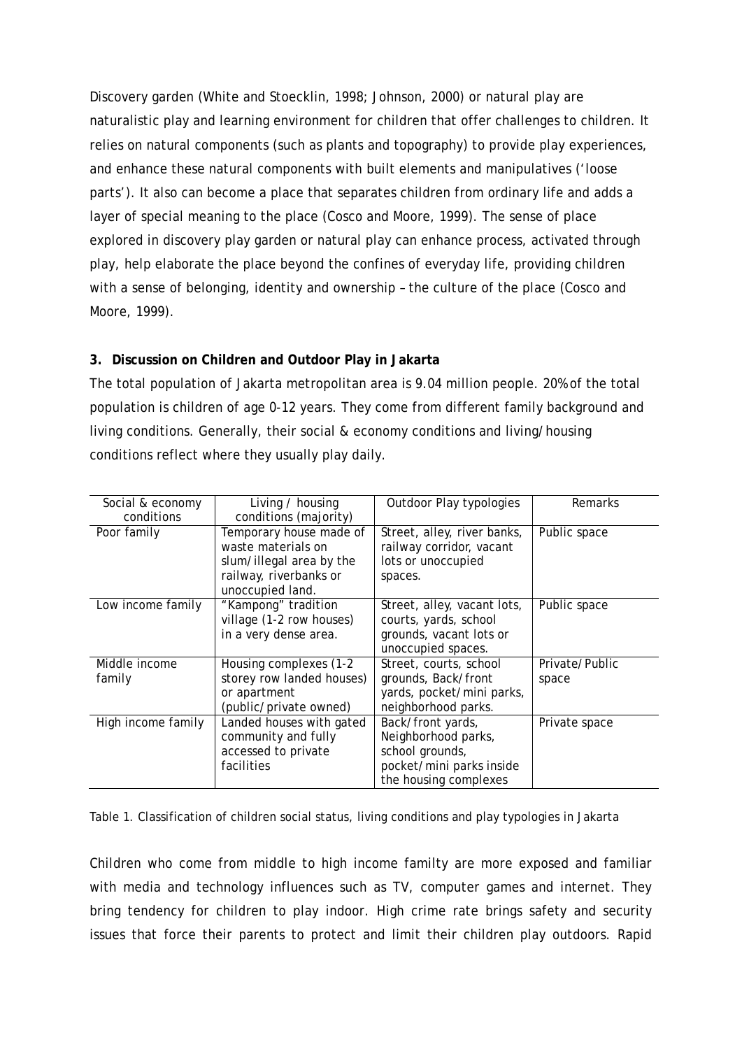Discovery garden (White and Stoecklin, 1998; Johnson, 2000) or natural play are naturalistic play and learning environment for children that offer challenges to children. It relies on natural components (such as plants and topography) to provide play experiences, and enhance these natural components with built elements and manipulatives ('loose parts'). It also can become a place that separates children from ordinary life and adds a layer of special meaning to the place (Cosco and Moore, 1999). The sense of place explored in discovery play garden or natural play can enhance process, activated through play, help elaborate the place beyond the confines of everyday life, providing children with a sense of belonging, identity and ownership – the culture of the place (Cosco and Moore, 1999).

### 3. Discussion on Children and Outdoor Play in Jakarta

The total population of Jakarta metropolitan area is 9.04 million people. 20% of the total population is children of age 0-12 years. They come from different family background and living conditions. Generally, their social & economy conditions and living/housing conditions reflect where they usually play daily.

| Social & economy conditions | Living / housing conditions (majority) | Outdoor Play typologies | Remarks |
|---|---|---|---|
| Poor family | Temporary house made of waste materials on slum/illegal area by the railway, riverbanks or unoccupied land. | Street, alley, river banks, railway corridor, vacant lots or unoccupied spaces. | Public space |
| Low income family | "Kampong" tradition village (1-2 row houses) in a very dense area. | Street, alley, vacant lots, courts, yards, school grounds, vacant lots or unoccupied spaces. | Public space |
| Middle income family | Housing complexes (1-2 storey row landed houses) or apartment (public/private owned) | Street, courts, school grounds, Back/front yards, pocket/mini parks, neighborhood parks. | Private/Public space |
| High income family | Landed houses with gated community and fully accessed to private facilities | Back/front yards, Neighborhood parks, school grounds, pocket/mini parks inside the housing complexes | Private space |

Table 1. Classification of children social status, living conditions and play typologies in Jakarta

Children who come from middle to high income familty are more exposed and familiar with media and technology influences such as TV, computer games and internet. They bring tendency for children to play indoor. High crime rate brings safety and security issues that force their parents to protect and limit their children play outdoors. Rapid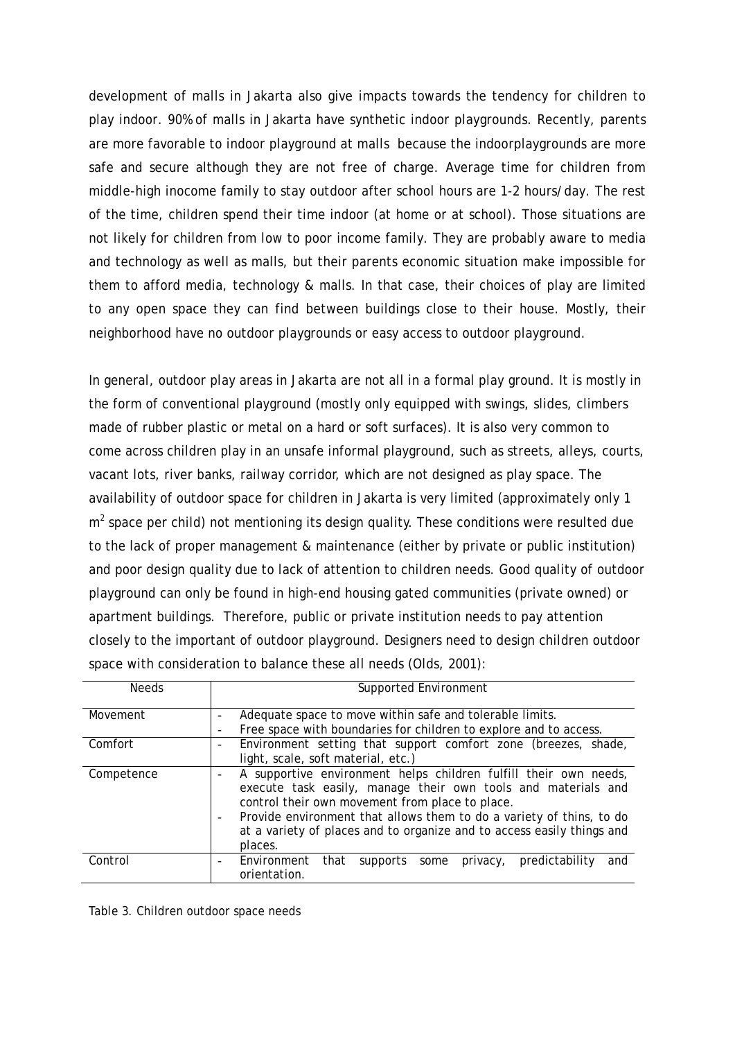development of malls in Jakarta also give impacts towards the tendency for children to play indoor. 90% of malls in Jakarta have synthetic indoor playgrounds. Recently, parents are more favorable to indoor playground at malls because the indoorplaygrounds are more safe and secure although they are not free of charge. Average time for children from middle-high inocome family to stay outdoor after school hours are 1-2 hours/day. The rest of the time, children spend their time indoor (at home or at school). Those situations are not likely for children from low to poor income family. They are probably aware to media and technology as well as malls, but their parents economic situation make impossible for them to afford media, technology & malls. In that case, their choices of play are limited to any open space they can find between buildings close to their house. Mostly, their neighborhood have no outdoor playgrounds or easy access to outdoor playground.

In general, outdoor play areas in Jakarta are not all in a formal play ground. It is mostly in the form of conventional playground (mostly only equipped with swings, slides, climbers made of rubber plastic or metal on a hard or soft surfaces). It is also very common to come across children play in an unsafe informal playground, such as streets, alleys, courts, vacant lots, river banks, railway corridor, which are not designed as play space. The availability of outdoor space for children in Jakarta is very limited (approximately only 1 $m^2$ space per child) not mentioning its design quality. These conditions were resulted due to the lack of proper management & maintenance (either by private or public institution) and poor design quality due to lack of attention to children needs. Good quality of outdoor playground can only be found in high-end housing gated communities (private owned) or apartment buildings. Therefore, public or private institution needs to pay attention closely to the important of outdoor playground. Designers need to design children outdoor space with consideration to balance these all needs (Olds, 2001):

| Needs | Supported Environment |
| --- | --- |
| Movement | - Adequate space to move within safe and tolerable limits.<br>- Free space with boundaries for children to explore and to access. |
| Comfort | - Environment setting that support comfort zone (breezes, shade, light, scale, soft material, etc.) |
| Competence | - A supportive environment helps children fulfill their own needs, execute task easily, manage their own tools and materials and control their own movement from place to place.<br>- Provide environment that allows them to do a variety of thins, to do at a variety of places and to organize and to access easily things and places. |
| Control | - Environment that supports some privacy, predictability and orientation. |

Table 3. Children outdoor space needs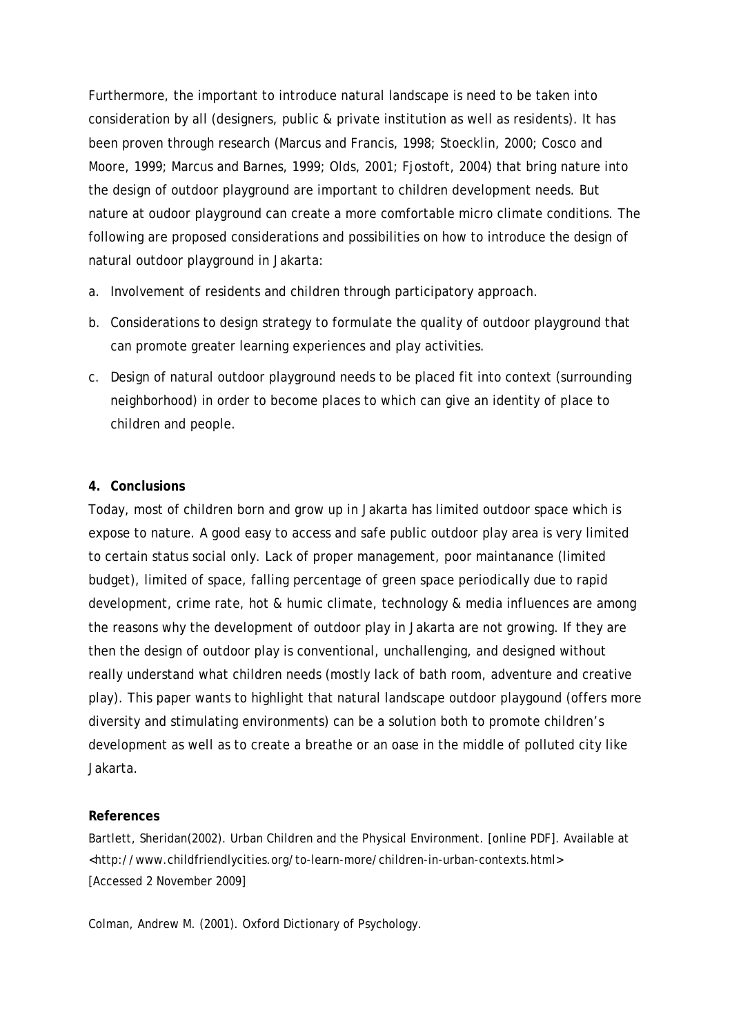Furthermore, the important to introduce natural landscape is need to be taken into consideration by all (designers, public & private institution as well as residents). It has been proven through research (Marcus and Francis, 1998; Stoecklin, 2000; Cosco and Moore, 1999; Marcus and Barnes, 1999; Olds, 2001; Fjostoft, 2004) that bring nature into the design of outdoor playground are important to children development needs. But nature at oudoor playground can create a more comfortable micro climate conditions. The following are proposed considerations and possibilities on how to introduce the design of natural outdoor playground in Jakarta:

a. Involvement of residents and children through participatory approach.
b. Considerations to design strategy to formulate the quality of outdoor playground that can promote greater learning experiences and play activities.
c. Design of natural outdoor playground needs to be placed fit into context (surrounding neighborhood) in order to become places to which can give an identity of place to children and people.

## 4. Conclusions

Today, most of children born and grow up in Jakarta has limited outdoor space which is expose to nature. A good easy to access and safe public outdoor play area is very limited to certain status social only. Lack of proper management, poor maintanance (limited budget), limited of space, falling percentage of green space periodically due to rapid development, crime rate, hot & humic climate, technology & media influences are among the reasons why the development of outdoor play in Jakarta are not growing. If they are then the design of outdoor play is conventional, unchallenging, and designed without really understand what children needs (mostly lack of bath room, adventure and creative play). This paper wants to highlight that natural landscape outdoor playgound (offers more diversity and stimulating environments) can be a solution both to promote children's development as well as to create a breathe or an oase in the middle of polluted city like Jakarta.

## References

Bartlett, Sheridan(2002). Urban Children and the Physical Environment. [online PDF]. Available at <http://www.childfriendlycities.org/to-learn-more/children-in-urban-contexts.html> [Accessed 2 November 2009]

Colman, Andrew M. (2001). Oxford Dictionary of Psychology.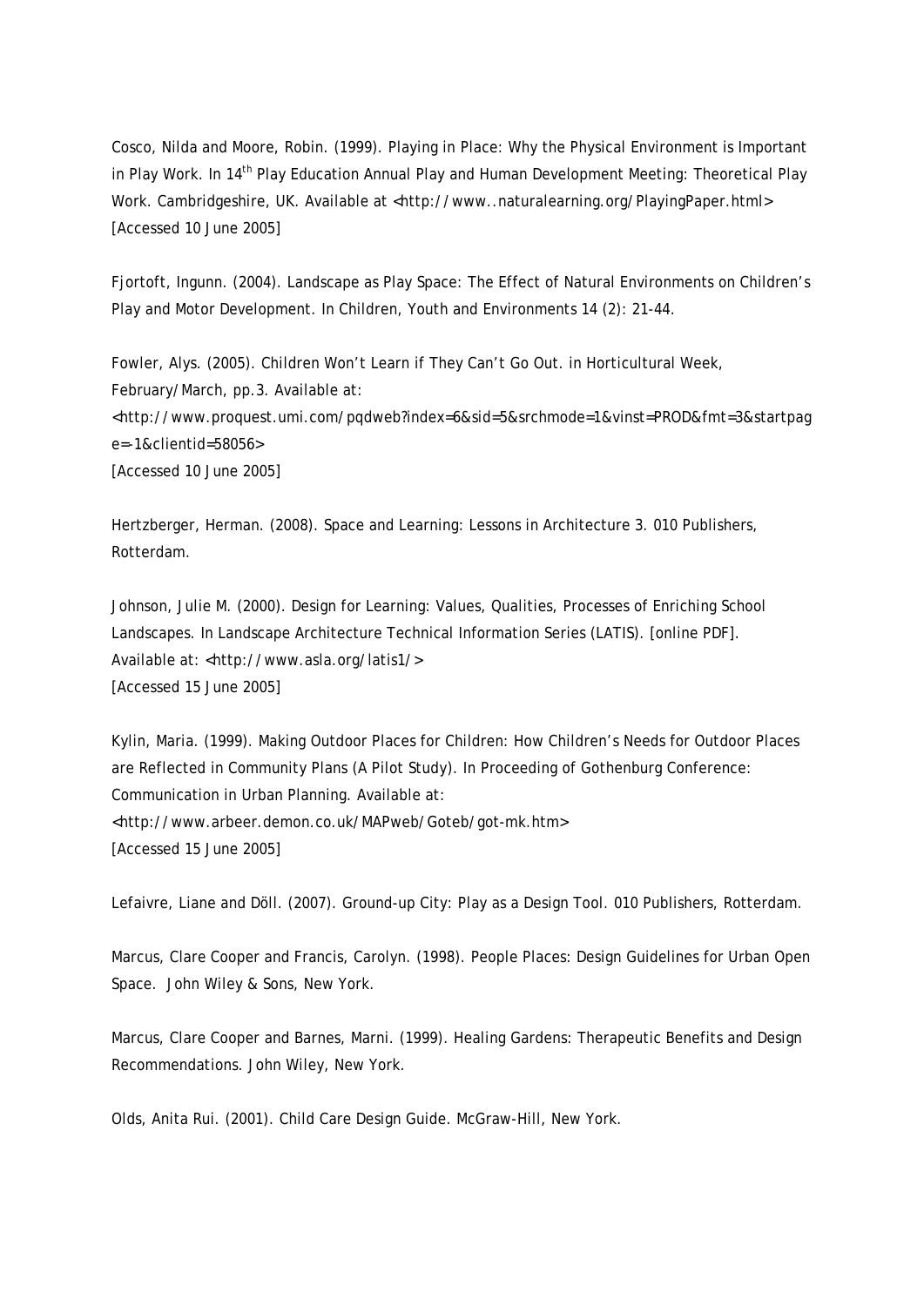Cosco, Nilda and Moore, Robin. (1999). Playing in Place: Why the Physical Environment is Important in Play Work. In 14th Play Education Annual Play and Human Development Meeting: Theoretical Play Work. Cambridgeshire, UK. Available at <http://www..naturalearning.org/PlayingPaper.html> [Accessed 10 June 2005]

Fjortoft, Ingunn. (2004). Landscape as Play Space: The Effect of Natural Environments on Children's Play and Motor Development. In Children, Youth and Environments 14 (2): 21-44.

Fowler, Alys. (2005). Children Won't Learn if They Can't Go Out. in Horticultural Week, February/March, pp.3. Available at:
<http://www.proquest.umi.com/pqdweb?index=6&sid=5&srchmode=1&vinst=PROD&fmt=3&startpage=-1&clientid=58056>
[Accessed 10 June 2005]

Hertzberger, Herman. (2008). Space and Learning: Lessons in Architecture 3. 010 Publishers, Rotterdam.

Johnson, Julie M. (2000). Design for Learning: Values, Qualities, Processes of Enriching School Landscapes. In Landscape Architecture Technical Information Series (LATIS). [online PDF]. Available at: <http://www.asla.org/latis1/>
[Accessed 15 June 2005]

Kylin, Maria. (1999). Making Outdoor Places for Children: How Children's Needs for Outdoor Places are Reflected in Community Plans (A Pilot Study). In Proceeding of Gothenburg Conference: Communication in Urban Planning. Available at:
<http://www.arbeer.demon.co.uk/MAPweb/Goteb/got-mk.htm>
[Accessed 15 June 2005]

Lefaivre, Liane and Döll. (2007). Ground-up City: Play as a Design Tool. 010 Publishers, Rotterdam.

Marcus, Clare Cooper and Francis, Carolyn. (1998). People Places: Design Guidelines for Urban Open Space. John Wiley & Sons, New York.

Marcus, Clare Cooper and Barnes, Marni. (1999). Healing Gardens: Therapeutic Benefits and Design Recommendations. John Wiley, New York.

Olds, Anita Rui. (2001). Child Care Design Guide. McGraw-Hill, New York.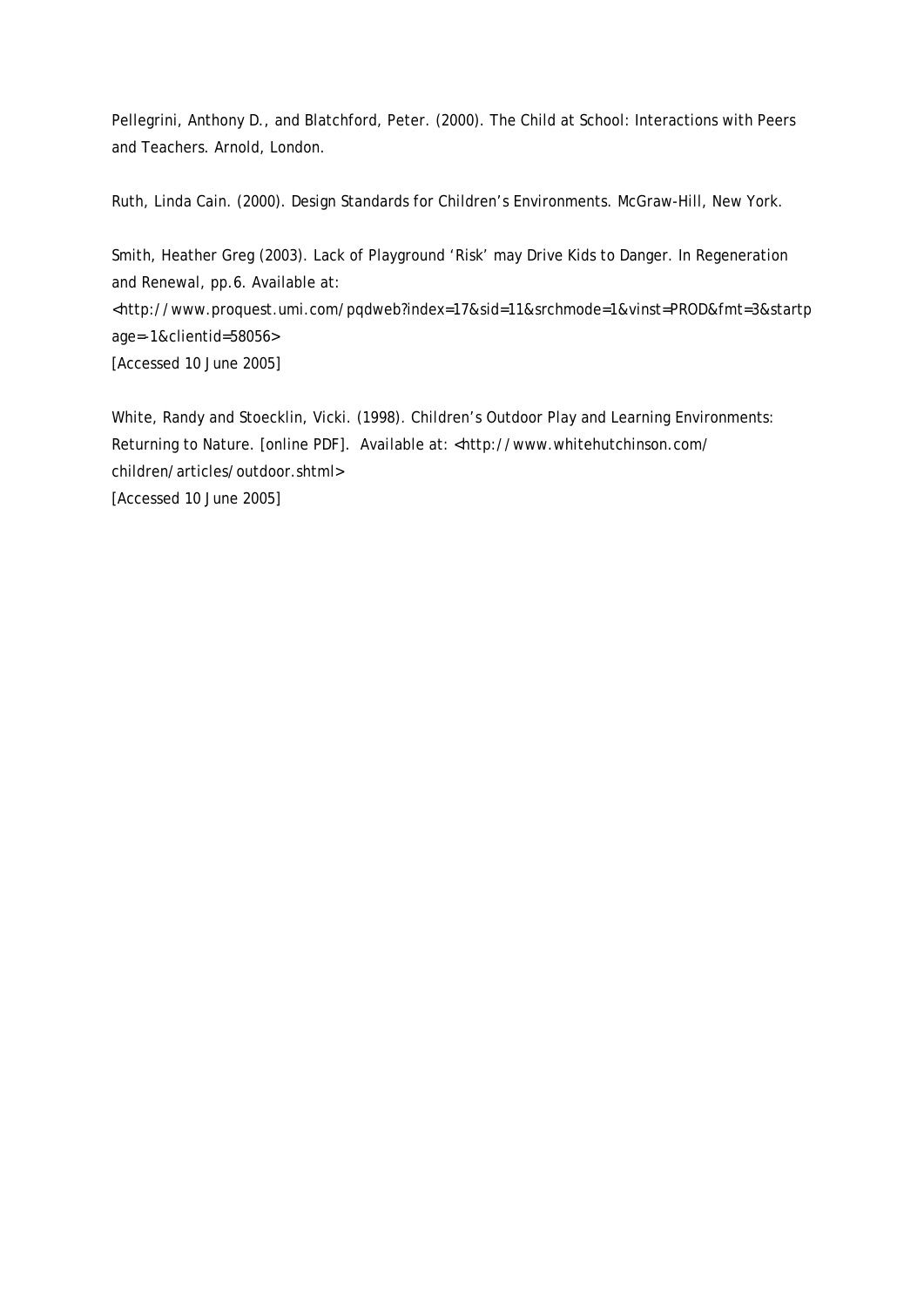Pellegrini, Anthony D., and Blatchford, Peter. (2000). The Child at School: Interactions with Peers and Teachers. Arnold, London.

Ruth, Linda Cain. (2000). Design Standards for Children's Environments. McGraw-Hill, New York.

Smith, Heather Greg (2003). Lack of Playground 'Risk' may Drive Kids to Danger. In Regeneration and Renewal, pp.6. Available at: <http://www.proquest.umi.com/pqdweb?index=17&sid=11&srchmode=1&vinst=PROD&fmt=3&startpage=-1&clientid=58056>
[Accessed 10 June 2005]

White, Randy and Stoecklin, Vicki. (1998). Children's Outdoor Play and Learning Environments: Returning to Nature. [online PDF]. Available at: <http://www.whitehutchinson.com/children/articles/outdoor.shtml>
[Accessed 10 June 2005]